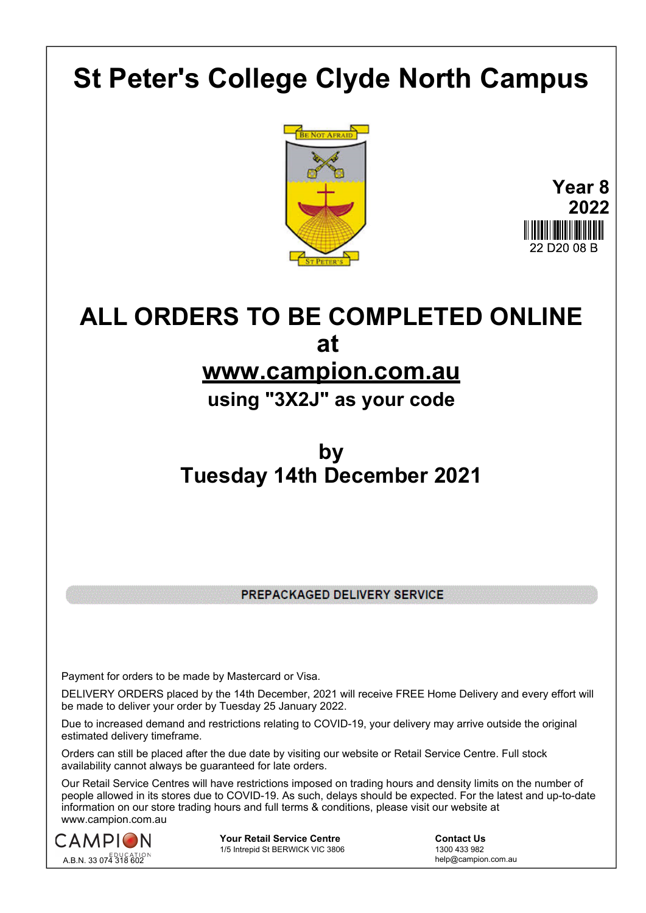# St Peter's College Clyde North Campus

BE NOT AFRAID

ST PETER'S

**Year 8**
**2022**

22 D20 08 B

## ALL ORDERS TO BE COMPLETED ONLINE at [www.campion.com.au](http://www.campion.com.au)

### using "3X2J" as your code

## by Tuesday 14th December 2021

**PREPACKAGED DELIVERY SERVICE**

Payment for orders to be made by Mastercard or Visa.

DELIVERY ORDERS placed by the 14th December, 2021 will receive FREE Home Delivery and every effort will be made to deliver your order by Tuesday 25 January 2022.

Due to increased demand and restrictions relating to COVID-19, your delivery may arrive outside the original estimated delivery timeframe.

Orders can still be placed after the due date by visiting our website or Retail Service Centre. Full stock availability cannot always be guaranteed for late orders.

Our Retail Service Centres will have restrictions imposed on trading hours and density limits on the number of people allowed in its stores due to COVID-19. As such, delays should be expected. For the latest and up-to-date information on our store trading hours and full terms & conditions, please visit our website at www.campion.com.au

CAMPION EDUCATION
A.B.N. 33 074 318 602

**Your Retail Service Centre**
1/5 Intrepid St BERWICK VIC 3806

**Contact Us**
1300 433 982
help@campion.com.au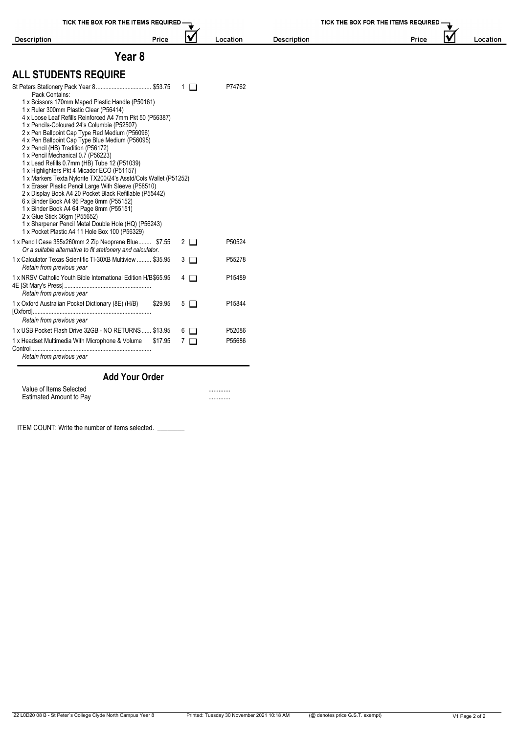## Year 8

### ALL STUDENTS REQUIRE

| Description | Price | TICK THE BOX FOR THE ITEMS REQUIRED | Location |
|---|---|---|---|
| St Peters Stationery Pack Year 8 | $53.75 | 1 ☐ | P74762 |
| Pack Contains:<br>1 x Scissors 170mm Maped Plastic Handle (P50161)<br>1 x Ruler 300mm Plastic Clear (P56414)<br>4 x Loose Leaf Refills Reinforced A4 7mm Pkt 50 (P56387)<br>1 x Pencils-Coloured 24's Columbia (P52507)<br>2 x Pen Ballpoint Cap Type Red Medium (P56096)<br>4 x Pen Ballpoint Cap Type Blue Medium (P56095)<br>2 x Pencil (HB) Tradition (P56172)<br>1 x Pencil Mechanical 0.7 (P56223)<br>1 x Lead Refills 0.7mm (HB) Tube 12 (P51039)<br>1 x Highlighters Pkt 4 Micador ECO (P51157)<br>1 x Markers Texta Nylorite TX200/24's Asstd/Cols Wallet (P51252)<br>1 x Eraser Plastic Pencil Large With Sleeve (P58510)<br>2 x Display Book A4 20 Pocket Black Refillable (P55442)<br>6 x Binder Book A4 96 Page 8mm (P55152)<br>1 x Binder Book A4 64 Page 8mm (P55151)<br>2 x Glue Stick 36gm (P55652)<br>1 x Sharpener Pencil Metal Double Hole (HQ) (P56243)<br>1 x Pocket Plastic A4 11 Hole Box 100 (P56329) | | | |
| 1 x Pencil Case 355x260mm 2 Zip Neoprene Blue<br>*Or a suitable alternative to fit stationery and calculator.* | $7.55 | 2 ☐ | P50524 |
| 1 x Calculator Texas Scientific TI-30XB Multiview<br>*Retain from previous year* | $35.95 | 3 ☐ | P55278 |
| 1 x NRSV Catholic Youth Bible International Edition H/B 4E [St Mary's Press]<br>*Retain from previous year* | $65.95 | 4 ☐ | P15489 |
| 1 x Oxford Australian Pocket Dictionary (8E) (H/B) [Oxford]<br>*Retain from previous year* | $29.95 | 5 ☐ | P15844 |
| 1 x USB Pocket Flash Drive 32GB - NO RETURNS | $13.95 | 6 ☐ | P52086 |
| 1 x Headset Multimedia With Microphone & Volume Control<br>*Retain from previous year* | $17.95 | 7 ☐ | P55686 |

### Add Your Order

Value of Items Selected ............

Estimated Amount to Pay ............

ITEM COUNT: Write the number of items selected. ________